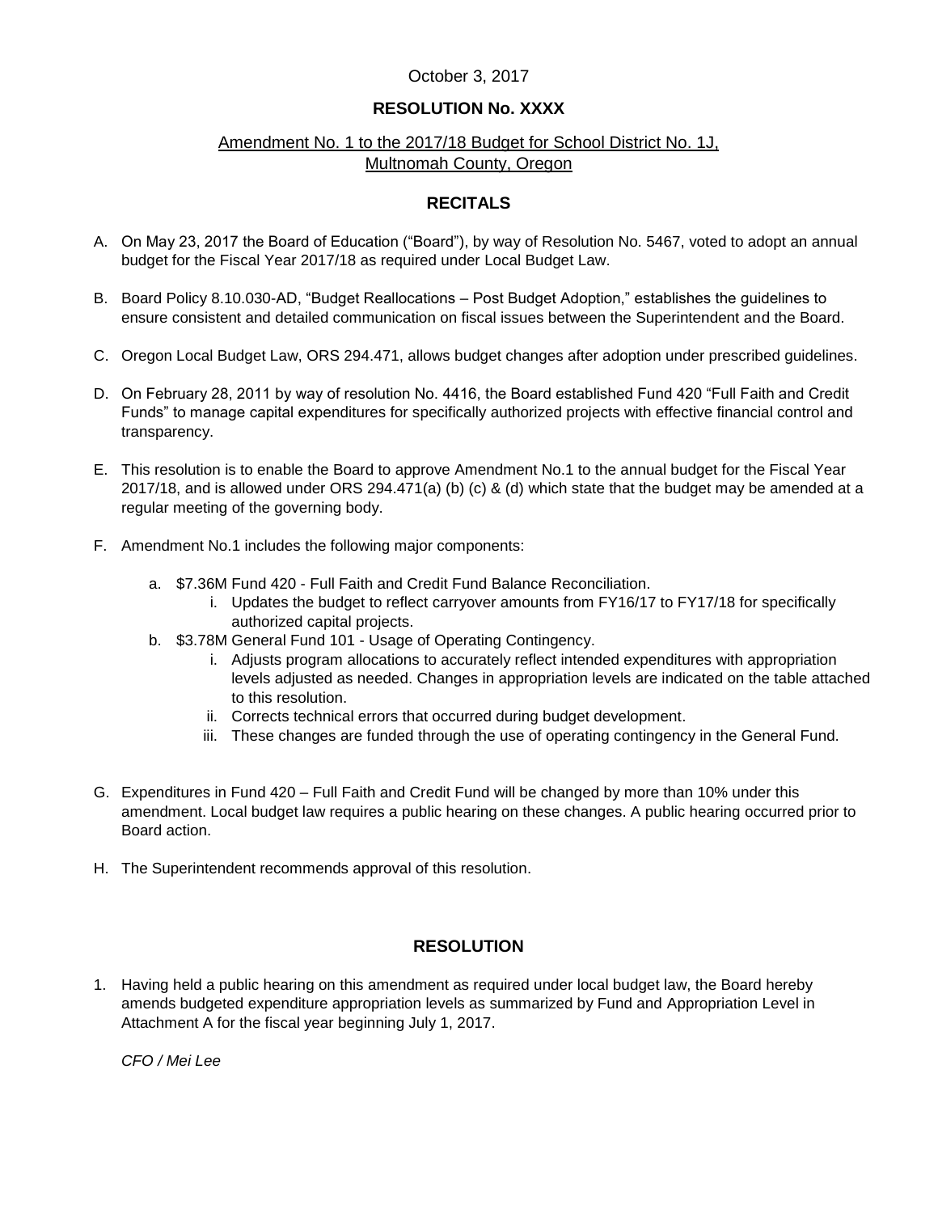October 3, 2017

**RESOLUTION No. XXXX**

Amendment No. 1 to the 2017/18 Budget for School District No. 1J, Multnomah County, Oregon

## RECITALS

A. On May 23, 2017 the Board of Education ("Board"), by way of Resolution No. 5467, voted to adopt an annual budget for the Fiscal Year 2017/18 as required under Local Budget Law.

B. Board Policy 8.10.030-AD, "Budget Reallocations – Post Budget Adoption," establishes the guidelines to ensure consistent and detailed communication on fiscal issues between the Superintendent and the Board.

C. Oregon Local Budget Law, ORS 294.471, allows budget changes after adoption under prescribed guidelines.

D. On February 28, 2011 by way of resolution No. 4416, the Board established Fund 420 "Full Faith and Credit Funds" to manage capital expenditures for specifically authorized projects with effective financial control and transparency.

E. This resolution is to enable the Board to approve Amendment No.1 to the annual budget for the Fiscal Year 2017/18, and is allowed under ORS 294.471(a) (b) (c) & (d) which state that the budget may be amended at a regular meeting of the governing body.

F. Amendment No.1 includes the following major components:

   a. $7.36M Fund 420 - Full Faith and Credit Fund Balance Reconciliation.
      i. Updates the budget to reflect carryover amounts from FY16/17 to FY17/18 for specifically authorized capital projects.

   b. $3.78M General Fund 101 - Usage of Operating Contingency.
      i. Adjusts program allocations to accurately reflect intended expenditures with appropriation levels adjusted as needed. Changes in appropriation levels are indicated on the table attached to this resolution.
      ii. Corrects technical errors that occurred during budget development.
      iii. These changes are funded through the use of operating contingency in the General Fund.

G. Expenditures in Fund 420 – Full Faith and Credit Fund will be changed by more than 10% under this amendment. Local budget law requires a public hearing on these changes. A public hearing occurred prior to Board action.

H. The Superintendent recommends approval of this resolution.

## RESOLUTION

1. Having held a public hearing on this amendment as required under local budget law, the Board hereby amends budgeted expenditure appropriation levels as summarized by Fund and Appropriation Level in Attachment A for the fiscal year beginning July 1, 2017.

*CFO / Mei Lee*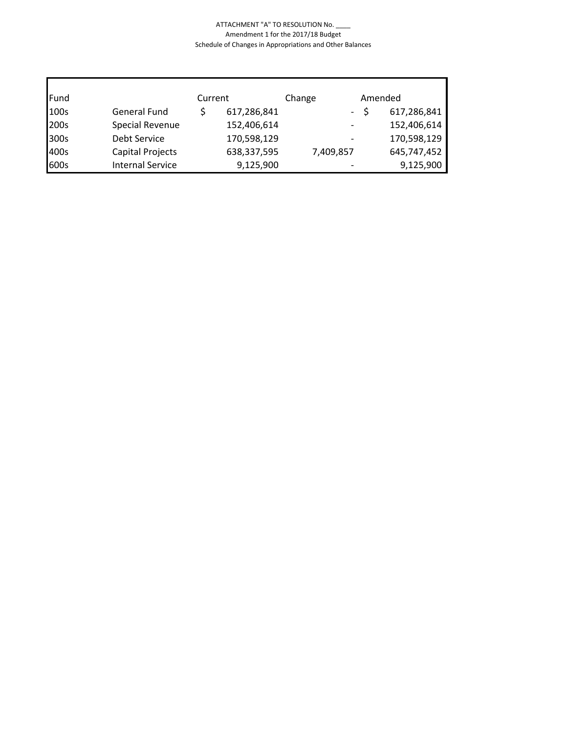ATTACHMENT "A" TO RESOLUTION No. ____

Amendment 1 for the 2017/18 Budget

Schedule of Changes in Appropriations and Other Balances

| Fund | | Current | Change | Amended |
|---|---|---|---|---|
| 100s | General Fund | $ 617,286,841 | - | $ 617,286,841 |
| 200s | Special Revenue | 152,406,614 | - | 152,406,614 |
| 300s | Debt Service | 170,598,129 | - | 170,598,129 |
| 400s | Capital Projects | 638,337,595 | 7,409,857 | 645,747,452 |
| 600s | Internal Service | 9,125,900 | - | 9,125,900 |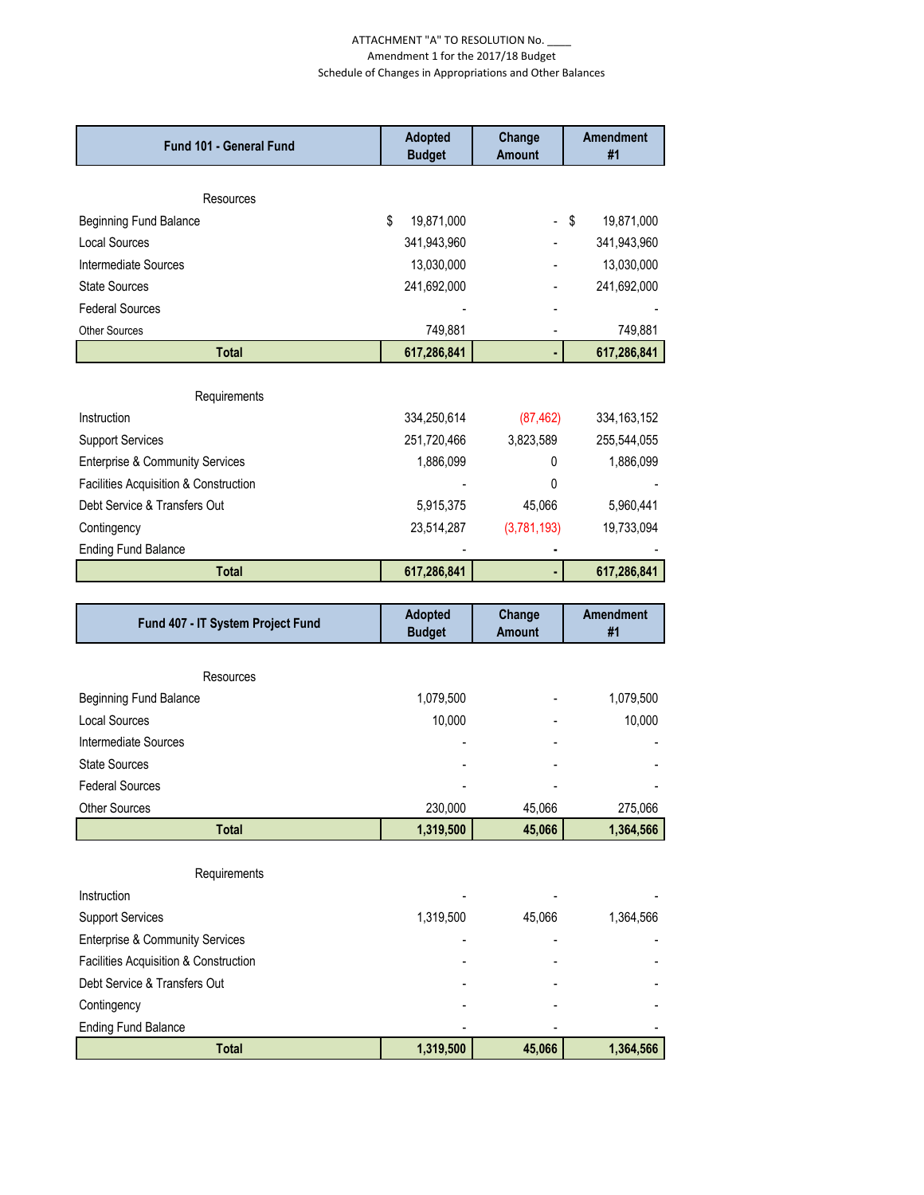ATTACHMENT "A" TO RESOLUTION No. ____

Amendment 1 for the 2017/18 Budget

Schedule of Changes in Appropriations and Other Balances

| Fund 101 - General Fund | Adopted Budget | Change Amount | Amendment #1 |
|---|---|---|---|
| Resources | | | |
| Beginning Fund Balance | $ 19,871,000 | - | $ 19,871,000 |
| Local Sources | 341,943,960 | - | 341,943,960 |
| Intermediate Sources | 13,030,000 | - | 13,030,000 |
| State Sources | 241,692,000 | - | 241,692,000 |
| Federal Sources | - | - | - |
| Other Sources | 749,881 | - | 749,881 |
| **Total** | **617,286,841** | **-** | **617,286,841** |
| Requirements | | | |
| Instruction | 334,250,614 | (87,462) | 334,163,152 |
| Support Services | 251,720,466 | 3,823,589 | 255,544,055 |
| Enterprise & Community Services | 1,886,099 | 0 | 1,886,099 |
| Facilities Acquisition & Construction | - | 0 | - |
| Debt Service & Transfers Out | 5,915,375 | 45,066 | 5,960,441 |
| Contingency | 23,514,287 | (3,781,193) | 19,733,094 |
| Ending Fund Balance | - | - | - |
| **Total** | **617,286,841** | **-** | **617,286,841** |

| Fund 407 - IT System Project Fund | Adopted Budget | Change Amount | Amendment #1 |
|---|---|---|---|
| Resources | | | |
| Beginning Fund Balance | 1,079,500 | - | 1,079,500 |
| Local Sources | 10,000 | - | 10,000 |
| Intermediate Sources | - | - | - |
| State Sources | - | - | - |
| Federal Sources | - | - | - |
| Other Sources | 230,000 | 45,066 | 275,066 |
| **Total** | **1,319,500** | **45,066** | **1,364,566** |
| Requirements | | | |
| Instruction | - | - | - |
| Support Services | 1,319,500 | 45,066 | 1,364,566 |
| Enterprise & Community Services | - | - | - |
| Facilities Acquisition & Construction | - | - | - |
| Debt Service & Transfers Out | - | - | - |
| Contingency | - | - | - |
| Ending Fund Balance | - | - | - |
| **Total** | **1,319,500** | **45,066** | **1,364,566** |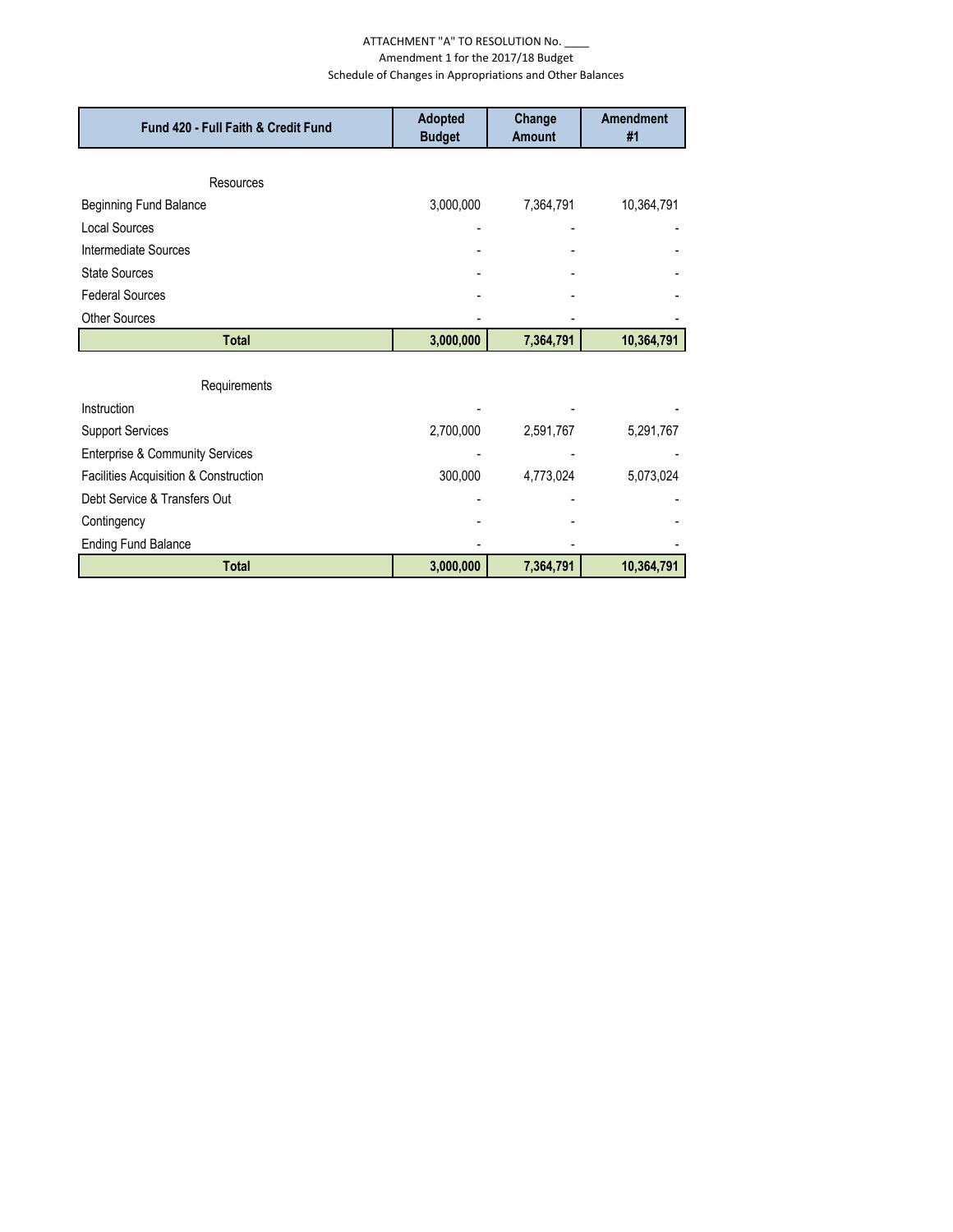ATTACHMENT "A" TO RESOLUTION No. ____
Amendment 1 for the 2017/18 Budget
Schedule of Changes in Appropriations and Other Balances

| Fund 420 - Full Faith & Credit Fund | Adopted Budget | Change Amount | Amendment #1 |
|---|---|---|---|
| Resources | | | |
| Beginning Fund Balance | 3,000,000 | 7,364,791 | 10,364,791 |
| Local Sources | - | - | - |
| Intermediate Sources | - | - | - |
| State Sources | - | - | - |
| Federal Sources | - | - | - |
| Other Sources | - | - | - |
| **Total** | **3,000,000** | **7,364,791** | **10,364,791** |
| Requirements | | | |
| Instruction | - | - | - |
| Support Services | 2,700,000 | 2,591,767 | 5,291,767 |
| Enterprise & Community Services | - | - | - |
| Facilities Acquisition & Construction | 300,000 | 4,773,024 | 5,073,024 |
| Debt Service & Transfers Out | - | - | - |
| Contingency | - | - | - |
| Ending Fund Balance | - | - | - |
| **Total** | **3,000,000** | **7,364,791** | **10,364,791** |